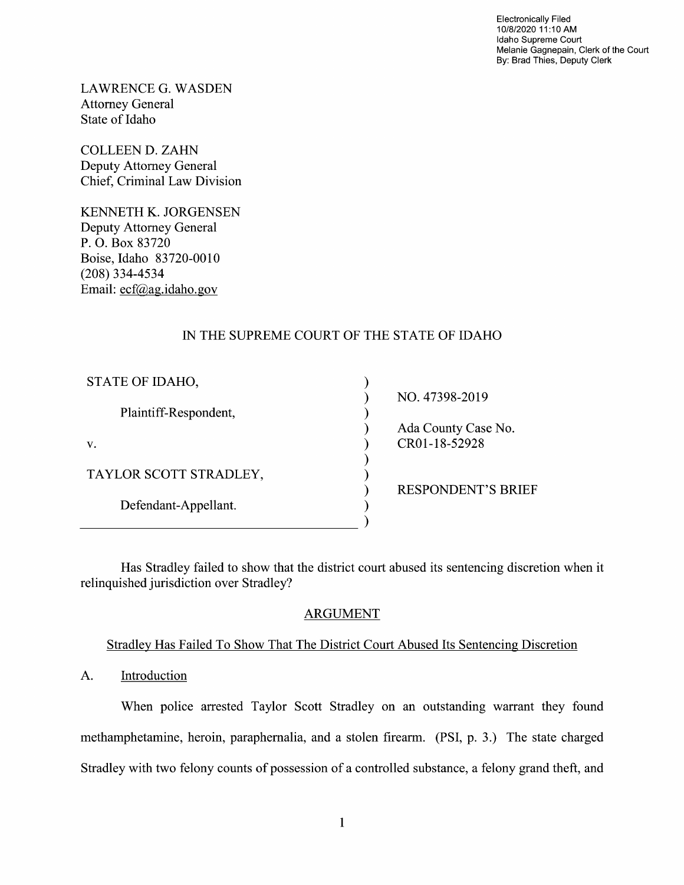Electronically Filed
10/8/2020 11:10 AM
Idaho Supreme Court
Melanie Gagnepain, Clerk of the Court
By: Brad Thies, Deputy Clerk

LAWRENCE G. WASDEN
Attorney General
State of Idaho

COLLEEN D. ZAHN
Deputy Attorney General
Chief, Criminal Law Division

KENNETH K. JORGENSEN
Deputy Attorney General
P. O. Box 83720
Boise, Idaho 83720-0010
(208) 334-4534
Email: ecf@ag.idaho.gov

IN THE SUPREME COURT OF THE STATE OF IDAHO

| | |
|---|---|
| STATE OF IDAHO, | NO. 47398-2019 |
| Plaintiff-Respondent, | Ada County Case No. CR01-18-52928 |
| v. | |
| TAYLOR SCOTT STRADLEY, | RESPONDENT'S BRIEF |
| Defendant-Appellant. | |

Has Stradley failed to show that the district court abused its sentencing discretion when it relinquished jurisdiction over Stradley?

## ARGUMENT

### Stradley Has Failed To Show That The District Court Abused Its Sentencing Discretion

#### A. Introduction

When police arrested Taylor Scott Stradley on an outstanding warrant they found methamphetamine, heroin, paraphernalia, and a stolen firearm. (PSI, p. 3.) The state charged Stradley with two felony counts of possession of a controlled substance, a felony grand theft, and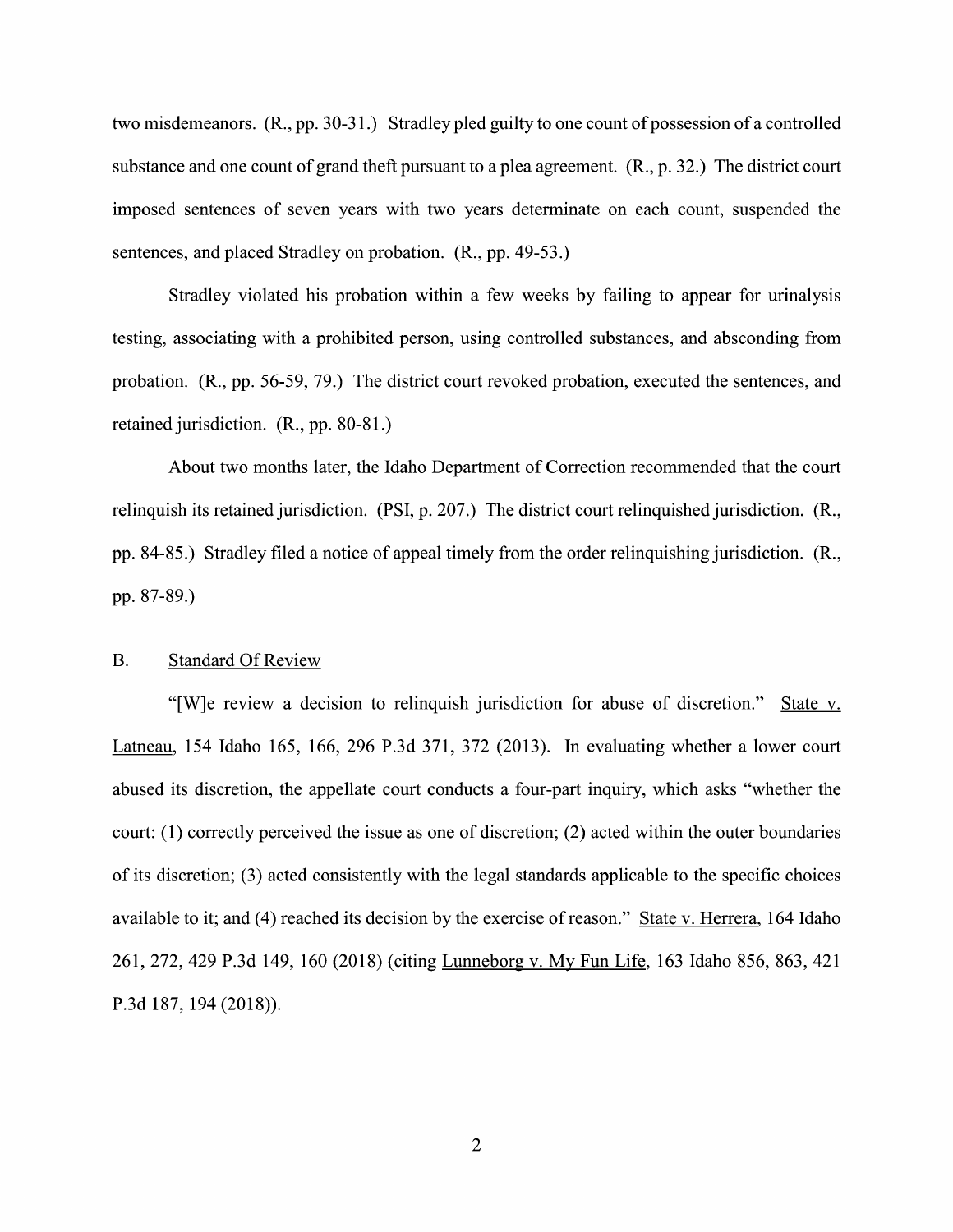two misdemeanors. (R., pp. 30-31.) Stradley pled guilty to one count of possession of a controlled substance and one count of grand theft pursuant to a plea agreement. (R., p. 32.) The district court imposed sentences of seven years with two years determinate on each count, suspended the sentences, and placed Stradley on probation. (R., pp. 49-53.)

Stradley violated his probation within a few weeks by failing to appear for urinalysis testing, associating with a prohibited person, using controlled substances, and absconding from probation. (R., pp. 56-59, 79.) The district court revoked probation, executed the sentences, and retained jurisdiction. (R., pp. 80-81.)

About two months later, the Idaho Department of Correction recommended that the court relinquish its retained jurisdiction. (PSI, p. 207.) The district court relinquished jurisdiction. (R., pp. 84-85.) Stradley filed a notice of appeal timely from the order relinquishing jurisdiction. (R., pp. 87-89.)

## B. Standard Of Review

"[W]e review a decision to relinquish jurisdiction for abuse of discretion." State v. Latneau, 154 Idaho 165, 166, 296 P.3d 371, 372 (2013). In evaluating whether a lower court abused its discretion, the appellate court conducts a four-part inquiry, which asks "whether the court: (1) correctly perceived the issue as one of discretion; (2) acted within the outer boundaries of its discretion; (3) acted consistently with the legal standards applicable to the specific choices available to it; and (4) reached its decision by the exercise of reason." State v. Herrera, 164 Idaho 261, 272, 429 P.3d 149, 160 (2018) (citing Lunneborg v. My Fun Life, 163 Idaho 856, 863, 421 P.3d 187, 194 (2018)).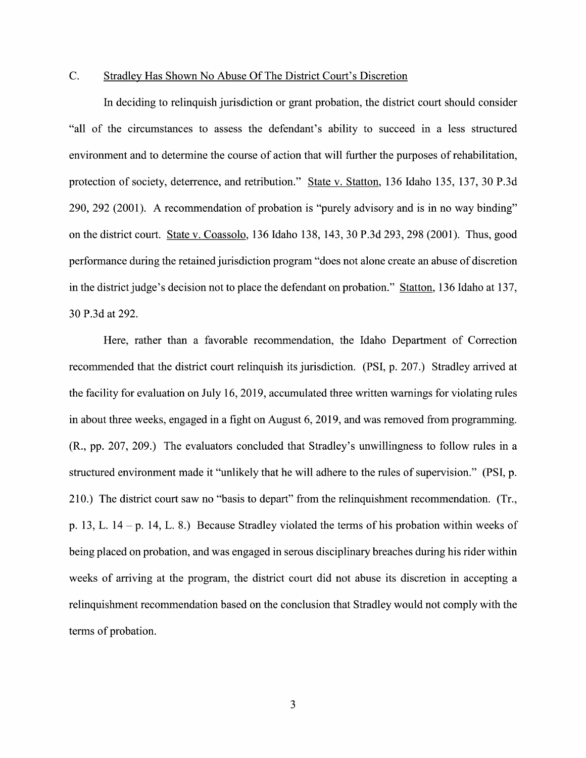### C. Stradley Has Shown No Abuse Of The District Court's Discretion

In deciding to relinquish jurisdiction or grant probation, the district court should consider "all of the circumstances to assess the defendant's ability to succeed in a less structured environment and to determine the course of action that will further the purposes of rehabilitation, protection of society, deterrence, and retribution." State v. Statton, 136 Idaho 135, 137, 30 P.3d 290, 292 (2001). A recommendation of probation is "purely advisory and is in no way binding" on the district court. State v. Coassolo, 136 Idaho 138, 143, 30 P.3d 293, 298 (2001). Thus, good performance during the retained jurisdiction program "does not alone create an abuse of discretion in the district judge's decision not to place the defendant on probation." Statton, 136 Idaho at 137, 30 P.3d at 292.

Here, rather than a favorable recommendation, the Idaho Department of Correction recommended that the district court relinquish its jurisdiction. (PSI, p. 207.) Stradley arrived at the facility for evaluation on July 16, 2019, accumulated three written warnings for violating rules in about three weeks, engaged in a fight on August 6, 2019, and was removed from programming. (R., pp. 207, 209.) The evaluators concluded that Stradley's unwillingness to follow rules in a structured environment made it "unlikely that he will adhere to the rules of supervision." (PSI, p. 210.) The district court saw no "basis to depart" from the relinquishment recommendation. (Tr., p. 13, L. 14 – p. 14, L. 8.) Because Stradley violated the terms of his probation within weeks of being placed on probation, and was engaged in serous disciplinary breaches during his rider within weeks of arriving at the program, the district court did not abuse its discretion in accepting a relinquishment recommendation based on the conclusion that Stradley would not comply with the terms of probation.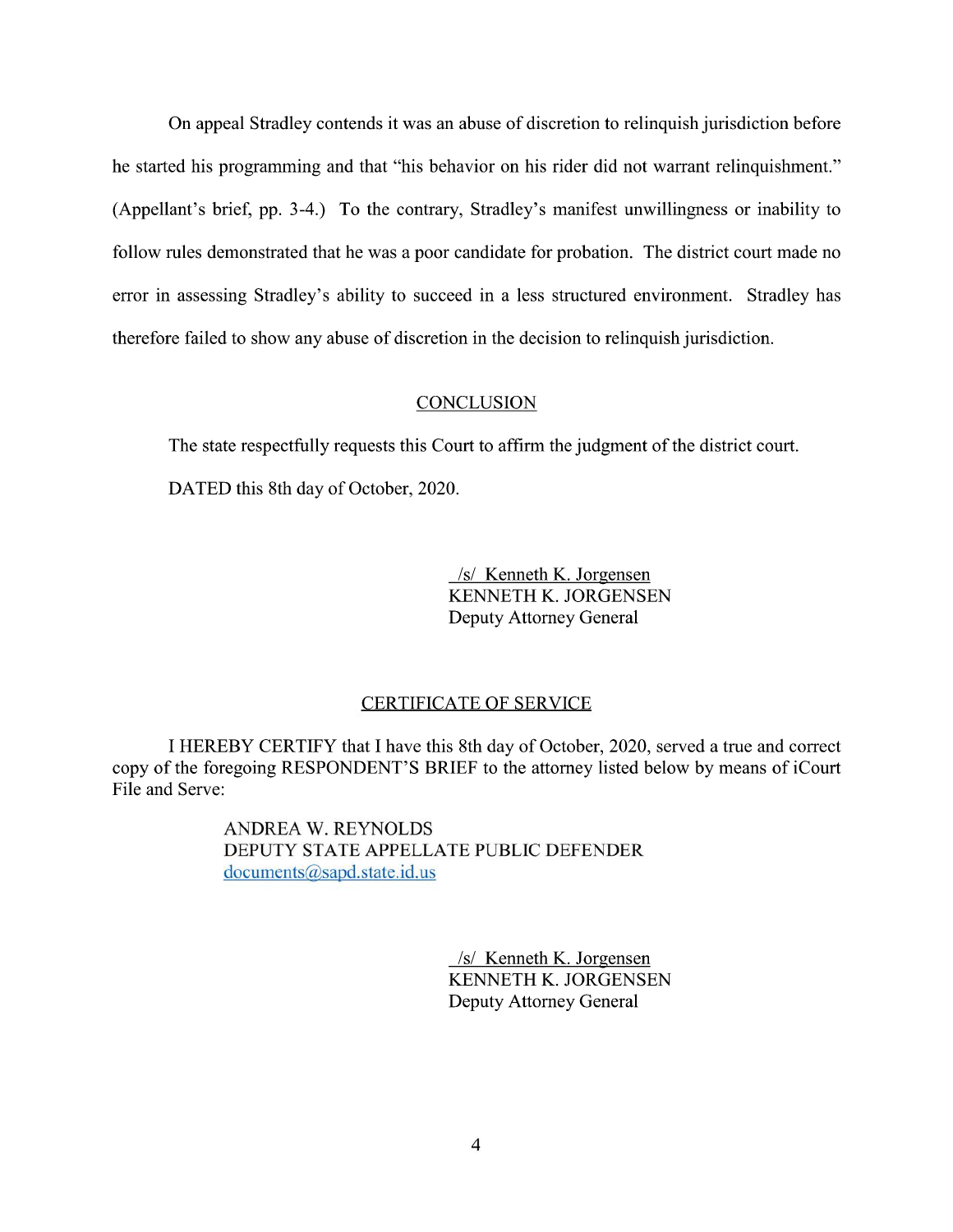On appeal Stradley contends it was an abuse of discretion to relinquish jurisdiction before he started his programming and that "his behavior on his rider did not warrant relinquishment." (Appellant's brief, pp. 3-4.) To the contrary, Stradley's manifest unwillingness or inability to follow rules demonstrated that he was a poor candidate for probation. The district court made no error in assessing Stradley's ability to succeed in a less structured environment. Stradley has therefore failed to show any abuse of discretion in the decision to relinquish jurisdiction.

## CONCLUSION

The state respectfully requests this Court to affirm the judgment of the district court.

DATED this 8th day of October, 2020.

/s/ Kenneth K. Jorgensen
KENNETH K. JORGENSEN
Deputy Attorney General

## CERTIFICATE OF SERVICE

I HEREBY CERTIFY that I have this 8th day of October, 2020, served a true and correct copy of the foregoing RESPONDENT'S BRIEF to the attorney listed below by means of iCourt File and Serve:

ANDREA W. REYNOLDS
DEPUTY STATE APPELLATE PUBLIC DEFENDER
documents@sapd.state.id.us

/s/ Kenneth K. Jorgensen
KENNETH K. JORGENSEN
Deputy Attorney General